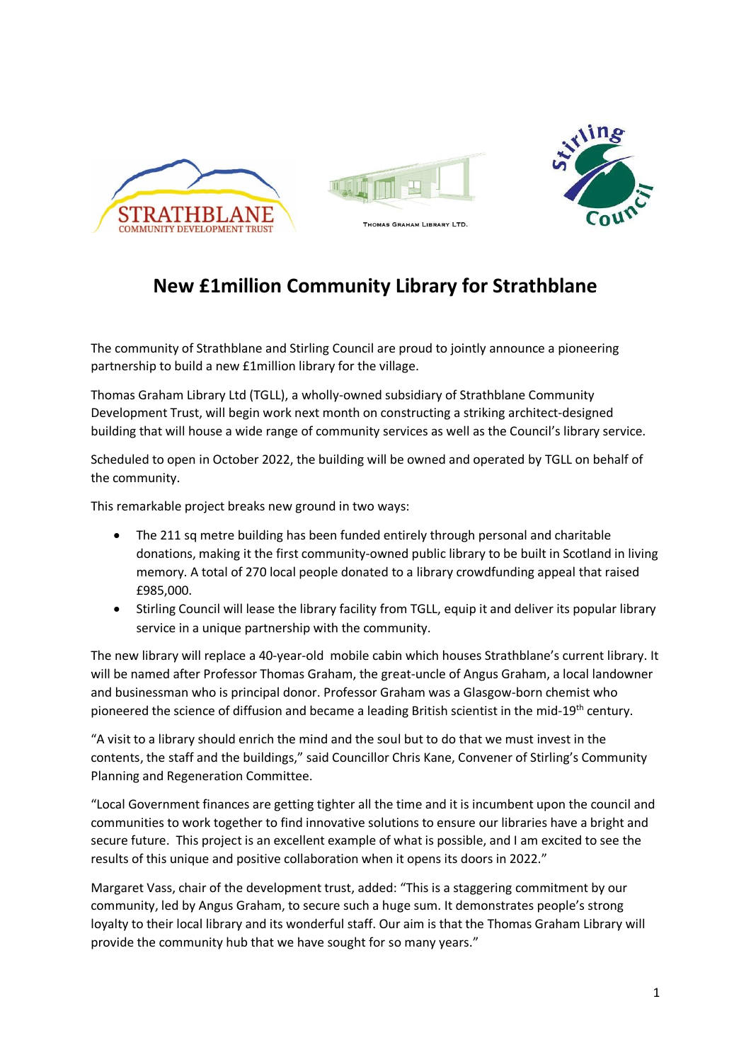# New £1million Community Library for Strathblane

The community of Strathblane and Stirling Council are proud to jointly announce a pioneering partnership to build a new £1million library for the village.

Thomas Graham Library Ltd (TGLL), a wholly-owned subsidiary of Strathblane Community Development Trust, will begin work next month on constructing a striking architect-designed building that will house a wide range of community services as well as the Council's library service.

Scheduled to open in October 2022, the building will be owned and operated by TGLL on behalf of the community.

This remarkable project breaks new ground in two ways:

- The 211 sq metre building has been funded entirely through personal and charitable donations, making it the first community-owned public library to be built in Scotland in living memory. A total of 270 local people donated to a library crowdfunding appeal that raised £985,000.
- Stirling Council will lease the library facility from TGLL, equip it and deliver its popular library service in a unique partnership with the community.

The new library will replace a 40-year-old mobile cabin which houses Strathblane's current library. It will be named after Professor Thomas Graham, the great-uncle of Angus Graham, a local landowner and businessman who is principal donor. Professor Graham was a Glasgow-born chemist who pioneered the science of diffusion and became a leading British scientist in the mid-19th century.

"A visit to a library should enrich the mind and the soul but to do that we must invest in the contents, the staff and the buildings," said Councillor Chris Kane, Convener of Stirling's Community Planning and Regeneration Committee.

"Local Government finances are getting tighter all the time and it is incumbent upon the council and communities to work together to find innovative solutions to ensure our libraries have a bright and secure future. This project is an excellent example of what is possible, and I am excited to see the results of this unique and positive collaboration when it opens its doors in 2022."

Margaret Vass, chair of the development trust, added: "This is a staggering commitment by our community, led by Angus Graham, to secure such a huge sum. It demonstrates people's strong loyalty to their local library and its wonderful staff. Our aim is that the Thomas Graham Library will provide the community hub that we have sought for so many years."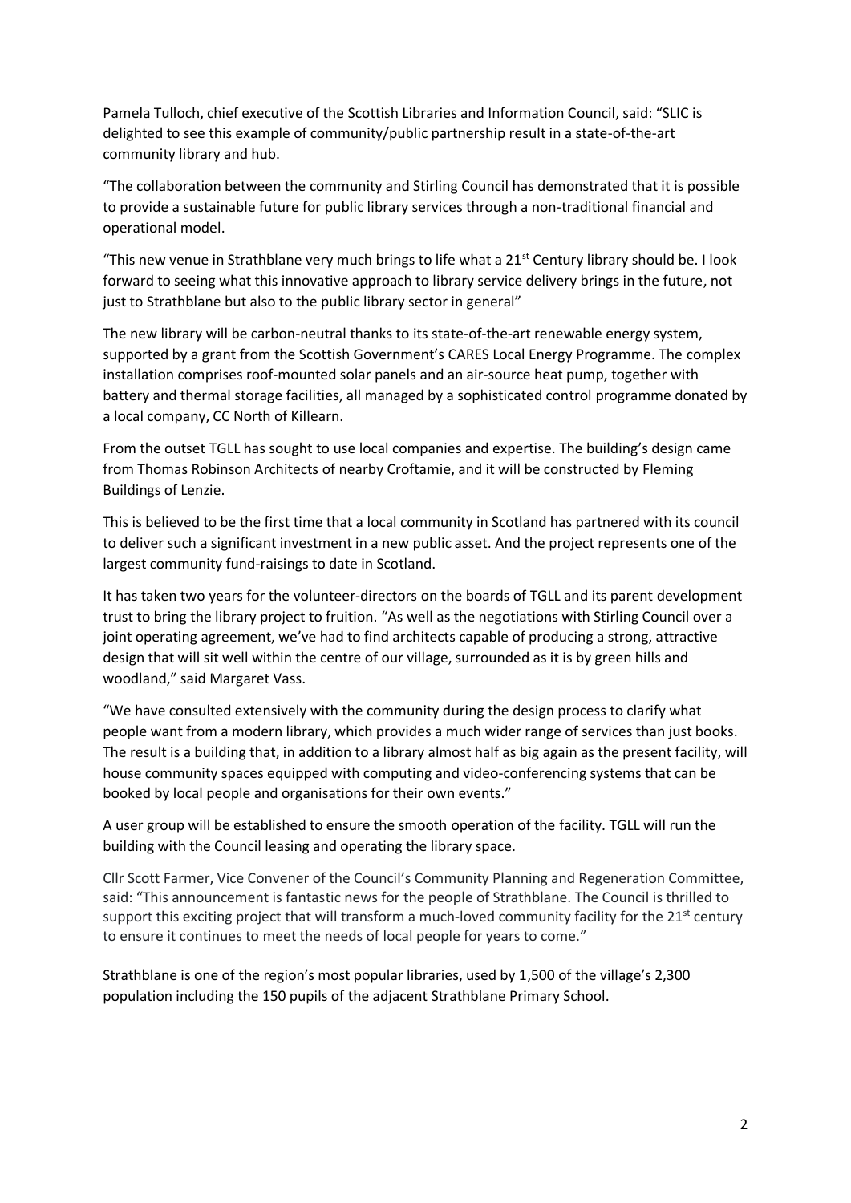Pamela Tulloch, chief executive of the Scottish Libraries and Information Council, said: "SLIC is delighted to see this example of community/public partnership result in a state-of-the-art community library and hub.

"The collaboration between the community and Stirling Council has demonstrated that it is possible to provide a sustainable future for public library services through a non-traditional financial and operational model.

"This new venue in Strathblane very much brings to life what a 21st Century library should be. I look forward to seeing what this innovative approach to library service delivery brings in the future, not just to Strathblane but also to the public library sector in general"

The new library will be carbon-neutral thanks to its state-of-the-art renewable energy system, supported by a grant from the Scottish Government's CARES Local Energy Programme. The complex installation comprises roof-mounted solar panels and an air-source heat pump, together with battery and thermal storage facilities, all managed by a sophisticated control programme donated by a local company, CC North of Killearn.

From the outset TGLL has sought to use local companies and expertise. The building's design came from Thomas Robinson Architects of nearby Croftamie, and it will be constructed by Fleming Buildings of Lenzie.

This is believed to be the first time that a local community in Scotland has partnered with its council to deliver such a significant investment in a new public asset. And the project represents one of the largest community fund-raisings to date in Scotland.

It has taken two years for the volunteer-directors on the boards of TGLL and its parent development trust to bring the library project to fruition. "As well as the negotiations with Stirling Council over a joint operating agreement, we've had to find architects capable of producing a strong, attractive design that will sit well within the centre of our village, surrounded as it is by green hills and woodland," said Margaret Vass.

"We have consulted extensively with the community during the design process to clarify what people want from a modern library, which provides a much wider range of services than just books. The result is a building that, in addition to a library almost half as big again as the present facility, will house community spaces equipped with computing and video-conferencing systems that can be booked by local people and organisations for their own events."

A user group will be established to ensure the smooth operation of the facility. TGLL will run the building with the Council leasing and operating the library space.

Cllr Scott Farmer, Vice Convener of the Council's Community Planning and Regeneration Committee, said: "This announcement is fantastic news for the people of Strathblane. The Council is thrilled to support this exciting project that will transform a much-loved community facility for the 21st century to ensure it continues to meet the needs of local people for years to come."

Strathblane is one of the region's most popular libraries, used by 1,500 of the village's 2,300 population including the 150 pupils of the adjacent Strathblane Primary School.